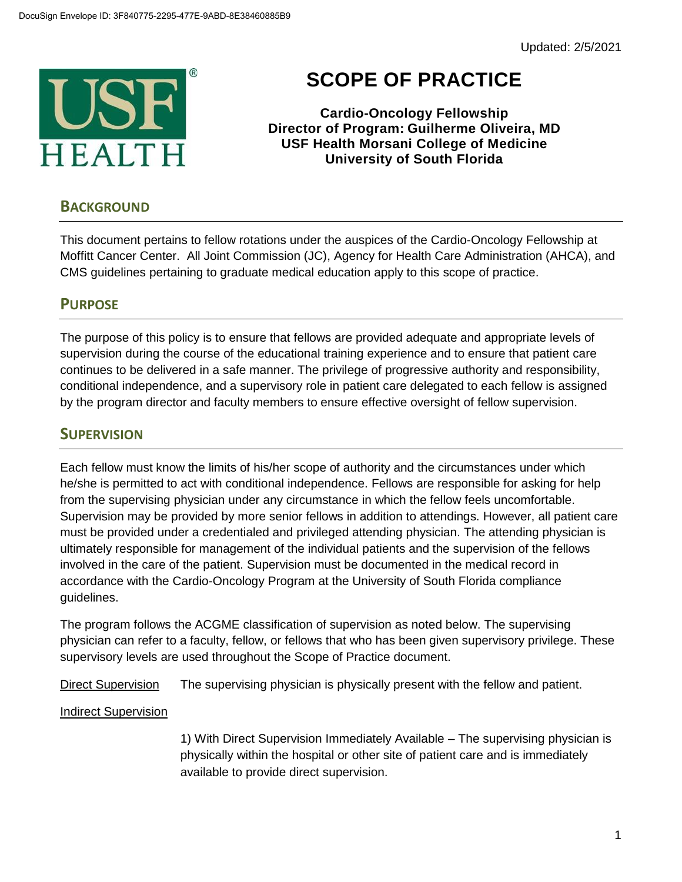DocuSign Envelope ID: 3F840775-2295-477E-9ABD-8E38460885B9

Updated: 2/5/2021

# SCOPE OF PRACTICE

**Cardio-Oncology Fellowship**
**Director of Program: Guilherme Oliveira, MD**
**USF Health Morsani College of Medicine**
**University of South Florida**

## BACKGROUND

This document pertains to fellow rotations under the auspices of the Cardio-Oncology Fellowship at Moffitt Cancer Center. All Joint Commission (JC), Agency for Health Care Administration (AHCA), and CMS guidelines pertaining to graduate medical education apply to this scope of practice.

## PURPOSE

The purpose of this policy is to ensure that fellows are provided adequate and appropriate levels of supervision during the course of the educational training experience and to ensure that patient care continues to be delivered in a safe manner. The privilege of progressive authority and responsibility, conditional independence, and a supervisory role in patient care delegated to each fellow is assigned by the program director and faculty members to ensure effective oversight of fellow supervision.

## SUPERVISION

Each fellow must know the limits of his/her scope of authority and the circumstances under which he/she is permitted to act with conditional independence. Fellows are responsible for asking for help from the supervising physician under any circumstance in which the fellow feels uncomfortable. Supervision may be provided by more senior fellows in addition to attendings. However, all patient care must be provided under a credentialed and privileged attending physician. The attending physician is ultimately responsible for management of the individual patients and the supervision of the fellows involved in the care of the patient. Supervision must be documented in the medical record in accordance with the Cardio-Oncology Program at the University of South Florida compliance guidelines.

The program follows the ACGME classification of supervision as noted below. The supervising physician can refer to a faculty, fellow, or fellows that who has been given supervisory privilege. These supervisory levels are used throughout the Scope of Practice document.

Direct Supervision — The supervising physician is physically present with the fellow and patient.

Indirect Supervision

1) With Direct Supervision Immediately Available – The supervising physician is physically within the hospital or other site of patient care and is immediately available to provide direct supervision.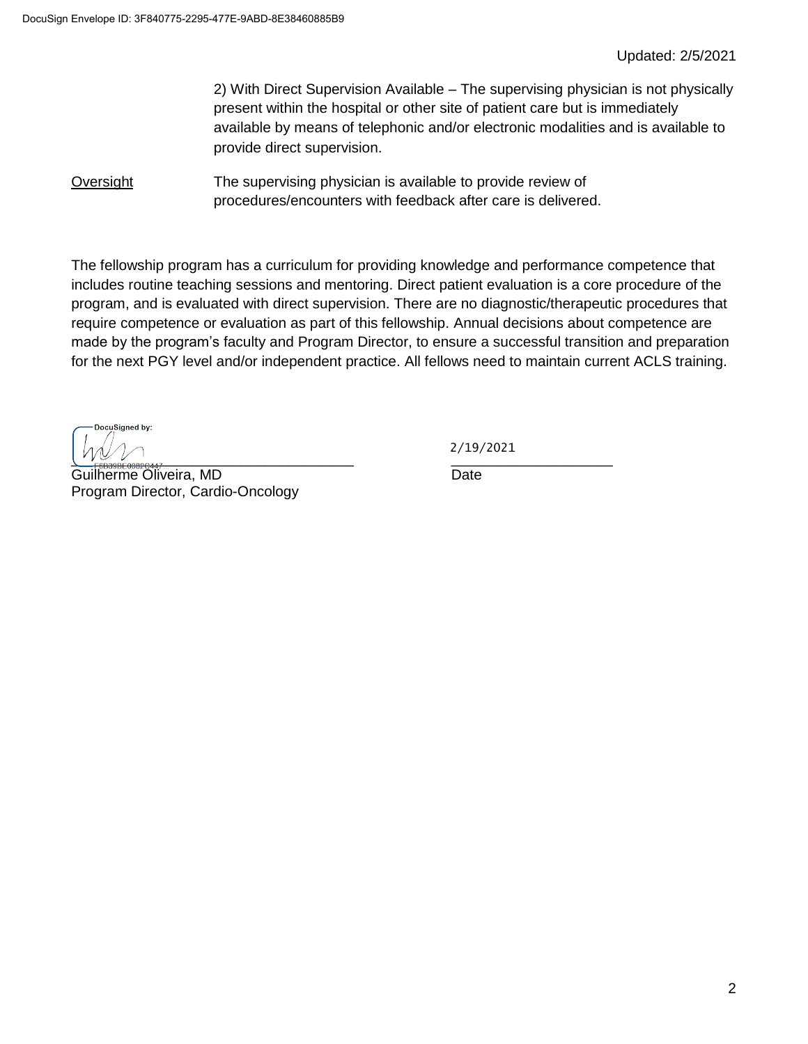2) With Direct Supervision Available – The supervising physician is not physically present within the hospital or other site of patient care but is immediately available by means of telephonic and/or electronic modalities and is available to provide direct supervision.

Oversight — The supervising physician is available to provide review of procedures/encounters with feedback after care is delivered.

The fellowship program has a curriculum for providing knowledge and performance competence that includes routine teaching sessions and mentoring. Direct patient evaluation is a core procedure of the program, and is evaluated with direct supervision. There are no diagnostic/therapeutic procedures that require competence or evaluation as part of this fellowship. Annual decisions about competence are made by the program's faculty and Program Director, to ensure a successful transition and preparation for the next PGY level and/or independent practice. All fellows need to maintain current ACLS training.

DocuSigned by:

Guilherme Oliveira, MD
Program Director, Cardio-Oncology

2/19/2021
Date